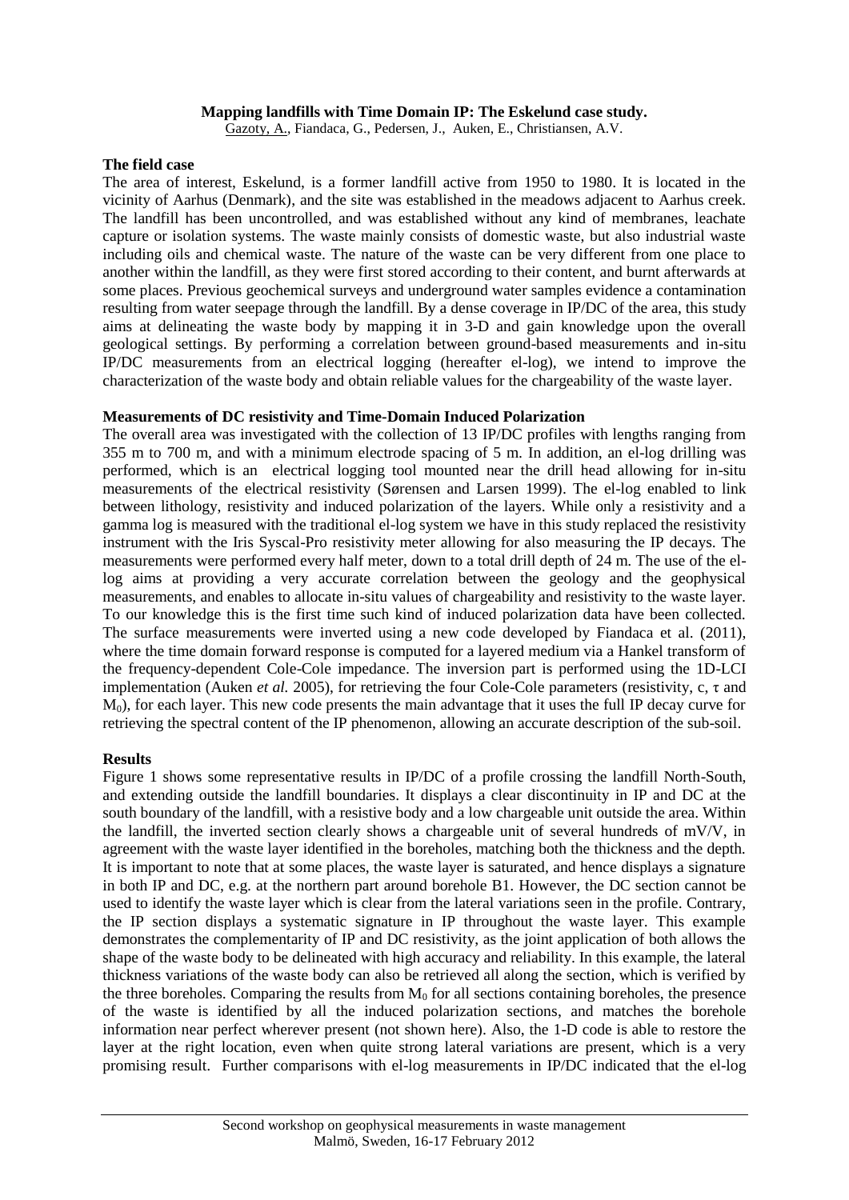# Mapping landfills with Time Domain IP: The Eskelund case study.

Gazoty, A., Fiandaca, G., Pedersen, J., Auken, E., Christiansen, A.V.

## The field case

The area of interest, Eskelund, is a former landfill active from 1950 to 1980. It is located in the vicinity of Aarhus (Denmark), and the site was established in the meadows adjacent to Aarhus creek. The landfill has been uncontrolled, and was established without any kind of membranes, leachate capture or isolation systems. The waste mainly consists of domestic waste, but also industrial waste including oils and chemical waste. The nature of the waste can be very different from one place to another within the landfill, as they were first stored according to their content, and burnt afterwards at some places. Previous geochemical surveys and underground water samples evidence a contamination resulting from water seepage through the landfill. By a dense coverage in IP/DC of the area, this study aims at delineating the waste body by mapping it in 3-D and gain knowledge upon the overall geological settings. By performing a correlation between ground-based measurements and in-situ IP/DC measurements from an electrical logging (hereafter el-log), we intend to improve the characterization of the waste body and obtain reliable values for the chargeability of the waste layer.

## Measurements of DC resistivity and Time-Domain Induced Polarization

The overall area was investigated with the collection of 13 IP/DC profiles with lengths ranging from 355 m to 700 m, and with a minimum electrode spacing of 5 m. In addition, an el-log drilling was performed, which is an electrical logging tool mounted near the drill head allowing for in-situ measurements of the electrical resistivity (Sørensen and Larsen 1999). The el-log enabled to link between lithology, resistivity and induced polarization of the layers. While only a resistivity and a gamma log is measured with the traditional el-log system we have in this study replaced the resistivity instrument with the Iris Syscal-Pro resistivity meter allowing for also measuring the IP decays. The measurements were performed every half meter, down to a total drill depth of 24 m. The use of the el-log aims at providing a very accurate correlation between the geology and the geophysical measurements, and enables to allocate in-situ values of chargeability and resistivity to the waste layer. To our knowledge this is the first time such kind of induced polarization data have been collected. The surface measurements were inverted using a new code developed by Fiandaca et al. (2011), where the time domain forward response is computed for a layered medium via a Hankel transform of the frequency-dependent Cole-Cole impedance. The inversion part is performed using the 1D-LCI implementation (Auken *et al.* 2005), for retrieving the four Cole-Cole parameters (resistivity, c, $\tau$ and $M_0$), for each layer. This new code presents the main advantage that it uses the full IP decay curve for retrieving the spectral content of the IP phenomenon, allowing an accurate description of the sub-soil.

## Results

Figure 1 shows some representative results in IP/DC of a profile crossing the landfill North-South, and extending outside the landfill boundaries. It displays a clear discontinuity in IP and DC at the south boundary of the landfill, with a resistive body and a low chargeable unit outside the area. Within the landfill, the inverted section clearly shows a chargeable unit of several hundreds of mV/V, in agreement with the waste layer identified in the boreholes, matching both the thickness and the depth. It is important to note that at some places, the waste layer is saturated, and hence displays a signature in both IP and DC, e.g. at the northern part around borehole B1. However, the DC section cannot be used to identify the waste layer which is clear from the lateral variations seen in the profile. Contrary, the IP section displays a systematic signature in IP throughout the waste layer. This example demonstrates the complementarity of IP and DC resistivity, as the joint application of both allows the shape of the waste body to be delineated with high accuracy and reliability. In this example, the lateral thickness variations of the waste body can also be retrieved all along the section, which is verified by the three boreholes. Comparing the results from $M_0$ for all sections containing boreholes, the presence of the waste is identified by all the induced polarization sections, and matches the borehole information near perfect wherever present (not shown here). Also, the 1-D code is able to restore the layer at the right location, even when quite strong lateral variations are present, which is a very promising result. Further comparisons with el-log measurements in IP/DC indicated that the el-log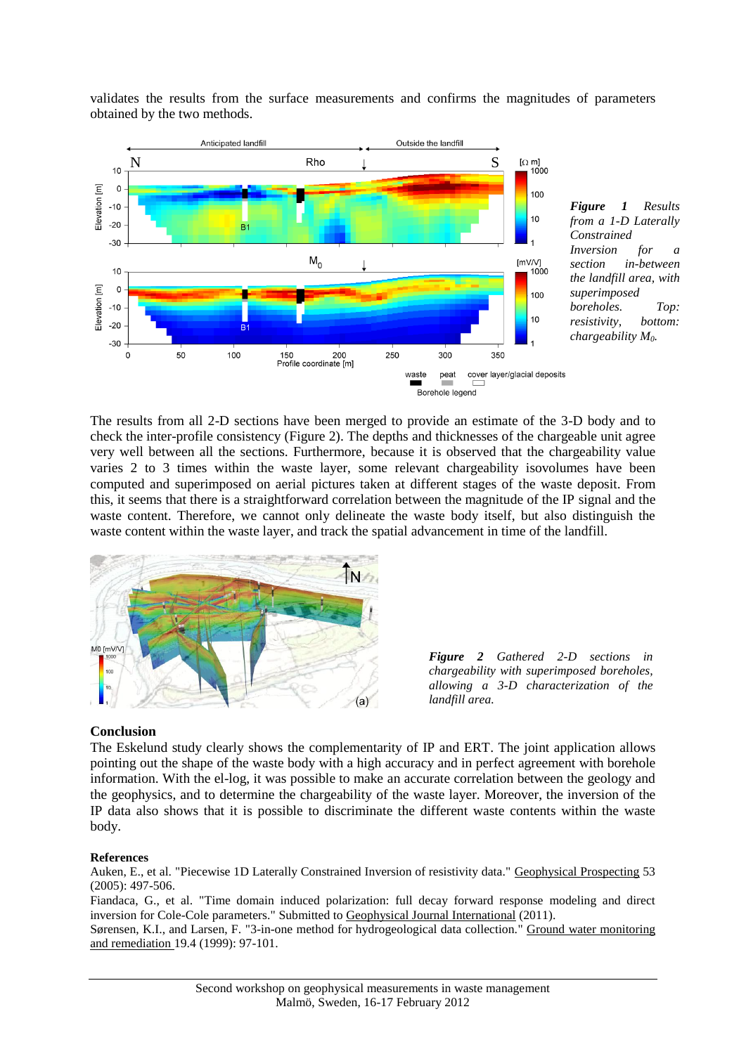validates the results from the surface measurements and confirms the magnitudes of parameters obtained by the two methods.

Anticipated landfill

Outside the landfill

N

Rho

S

[Ω m]

1000

100

10

1

Elevation [m]

10

0

-10

-20

-30

B1

$M_0$

[mV/V]

1000

100

10

1

Elevation [m]

10

0

-10

-20

-30

B1

0

50

100

150

200

250

300

350

Profile coordinate [m]

waste

peat

cover layer/glacial deposits

Borehole legend

***Figure 1*** *Results from a 1-D Laterally Constrained Inversion for a section in-between the landfill area, with superimposed boreholes. Top: resistivity, bottom: chargeability $M_0$.*

The results from all 2-D sections have been merged to provide an estimate of the 3-D body and to check the inter-profile consistency (Figure 2). The depths and thicknesses of the chargeable unit agree very well between all the sections. Furthermore, because it is observed that the chargeability value varies 2 to 3 times within the waste layer, some relevant chargeability isovolumes have been computed and superimposed on aerial pictures taken at different stages of the waste deposit. From this, it seems that there is a straightforward correlation between the magnitude of the IP signal and the waste content. Therefore, we cannot only delineate the waste body itself, but also distinguish the waste content within the waste layer, and track the spatial advancement in time of the landfill.

N

M0 [mV/V]

1000

100

10

1

(a)

***Figure 2*** *Gathered 2-D sections in chargeability with superimposed boreholes, allowing a 3-D characterization of the landfill area.*

**Conclusion**

The Eskelund study clearly shows the complementarity of IP and ERT. The joint application allows pointing out the shape of the waste body with a high accuracy and in perfect agreement with borehole information. With the el-log, it was possible to make an accurate correlation between the geology and the geophysics, and to determine the chargeability of the waste layer. Moreover, the inversion of the IP data also shows that it is possible to discriminate the different waste contents within the waste body.

**References**

Auken, E., et al. "Piecewise 1D Laterally Constrained Inversion of resistivity data." Geophysical Prospecting 53 (2005): 497-506.

Fiandaca, G., et al. "Time domain induced polarization: full decay forward response modeling and direct inversion for Cole-Cole parameters." Submitted to Geophysical Journal International (2011).

Sørensen, K.I., and Larsen, F. "3-in-one method for hydrogeological data collection." Ground water monitoring and remediation 19.4 (1999): 97-101.